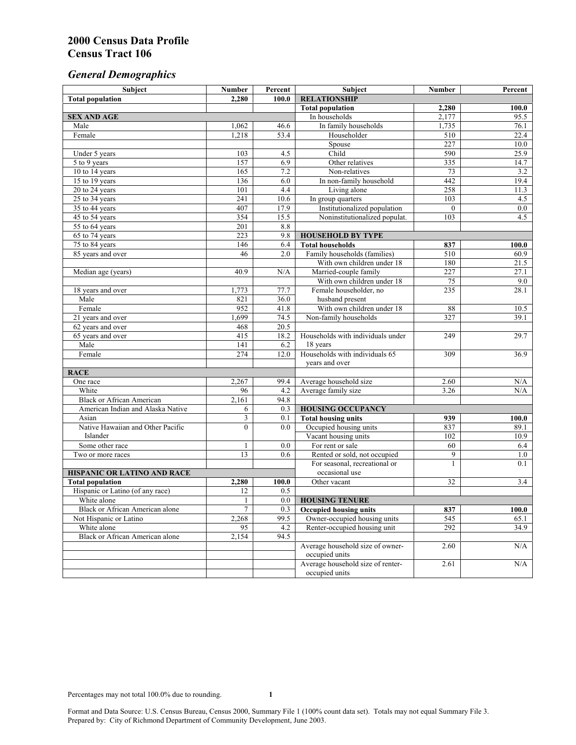# 2000 Census Data Profile
# Census Tract 106

## *General Demographics*

| Subject | Number | Percent | Subject | Number | Percent |
|---|---|---|---|---|---|
| **Total population** | **2,280** | **100.0** | **RELATIONSHIP** | | |
| | | | **Total population** | **2,280** | **100.0** |
| **SEX AND AGE** | | | In households | 2,177 | 95.5 |
| Male | 1,062 | 46.6 | In family households | 1,735 | 76.1 |
| Female | 1,218 | 53.4 | Householder | 510 | 22.4 |
| | | | Spouse | 227 | 10.0 |
| Under 5 years | 103 | 4.5 | Child | 590 | 25.9 |
| 5 to 9 years | 157 | 6.9 | Other relatives | 335 | 14.7 |
| 10 to 14 years | 165 | 7.2 | Non-relatives | 73 | 3.2 |
| 15 to 19 years | 136 | 6.0 | In non-family household | 442 | 19.4 |
| 20 to 24 years | 101 | 4.4 | Living alone | 258 | 11.3 |
| 25 to 34 years | 241 | 10.6 | In group quarters | 103 | 4.5 |
| 35 to 44 years | 407 | 17.9 | Institutionalized population | 0 | 0.0 |
| 45 to 54 years | 354 | 15.5 | Noninstitutionalized populat. | 103 | 4.5 |
| 55 to 64 years | 201 | 8.8 | | | |
| 65 to 74 years | 223 | 9.8 | **HOUSEHOLD BY TYPE** | | |
| 75 to 84 years | 146 | 6.4 | **Total households** | **837** | **100.0** |
| 85 years and over | 46 | 2.0 | Family households (families) | 510 | 60.9 |
| | | | With own children under 18 | 180 | 21.5 |
| Median age (years) | 40.9 | N/A | Married-couple family | 227 | 27.1 |
| | | | With own children under 18 | 75 | 9.0 |
| 18 years and over | 1,773 | 77.7 | Female householder, no husband present | 235 | 28.1 |
| Male | 821 | 36.0 | | | |
| Female | 952 | 41.8 | With own children under 18 | 88 | 10.5 |
| 21 years and over | 1,699 | 74.5 | Non-family households | 327 | 39.1 |
| 62 years and over | 468 | 20.5 | | | |
| 65 years and over | 415 | 18.2 | Households with individuals under 18 years | 249 | 29.7 |
| Male | 141 | 6.2 | | | |
| Female | 274 | 12.0 | Households with individuals 65 years and over | 309 | 36.9 |
| **RACE** | | | | | |
| One race | 2,267 | 99.4 | Average household size | 2.60 | N/A |
| White | 96 | 4.2 | Average family size | 3.26 | N/A |
| Black or African American | 2,161 | 94.8 | | | |
| American Indian and Alaska Native | 6 | 0.3 | **HOUSING OCCUPANCY** | | |
| Asian | 3 | 0.1 | **Total housing units** | **939** | **100.0** |
| Native Hawaiian and Other Pacific Islander | 0 | 0.0 | Occupied housing units | 837 | 89.1 |
| | | | Vacant housing units | 102 | 10.9 |
| Some other race | 1 | 0.0 | For rent or sale | 60 | 6.4 |
| Two or more races | 13 | 0.6 | Rented or sold, not occupied | 9 | 1.0 |
| | | | For seasonal, recreational or occasional use | 1 | 0.1 |
| **HISPANIC OR LATINO AND RACE** | | | | | |
| **Total population** | **2,280** | **100.0** | Other vacant | 32 | 3.4 |
| Hispanic or Latino (of any race) | 12 | 0.5 | | | |
| White alone | 1 | 0.0 | **HOUSING TENURE** | | |
| Black or African American alone | 7 | 0.3 | **Occupied housing units** | **837** | **100.0** |
| Not Hispanic or Latino | 2,268 | 99.5 | Owner-occupied housing units | 545 | 65.1 |
| White alone | 95 | 4.2 | Renter-occupied housing unit | 292 | 34.9 |
| Black or African American alone | 2,154 | 94.5 | | | |
| | | | Average household size of owner-occupied units | 2.60 | N/A |
| | | | Average household size of renter-occupied units | 2.61 | N/A |

Percentages may not total 100.0% due to rounding.

Format and Data Source: U.S. Census Bureau, Census 2000, Summary File 1 (100% count data set). Totals may not equal Summary File 3.
Prepared by: City of Richmond Department of Community Development, June 2003.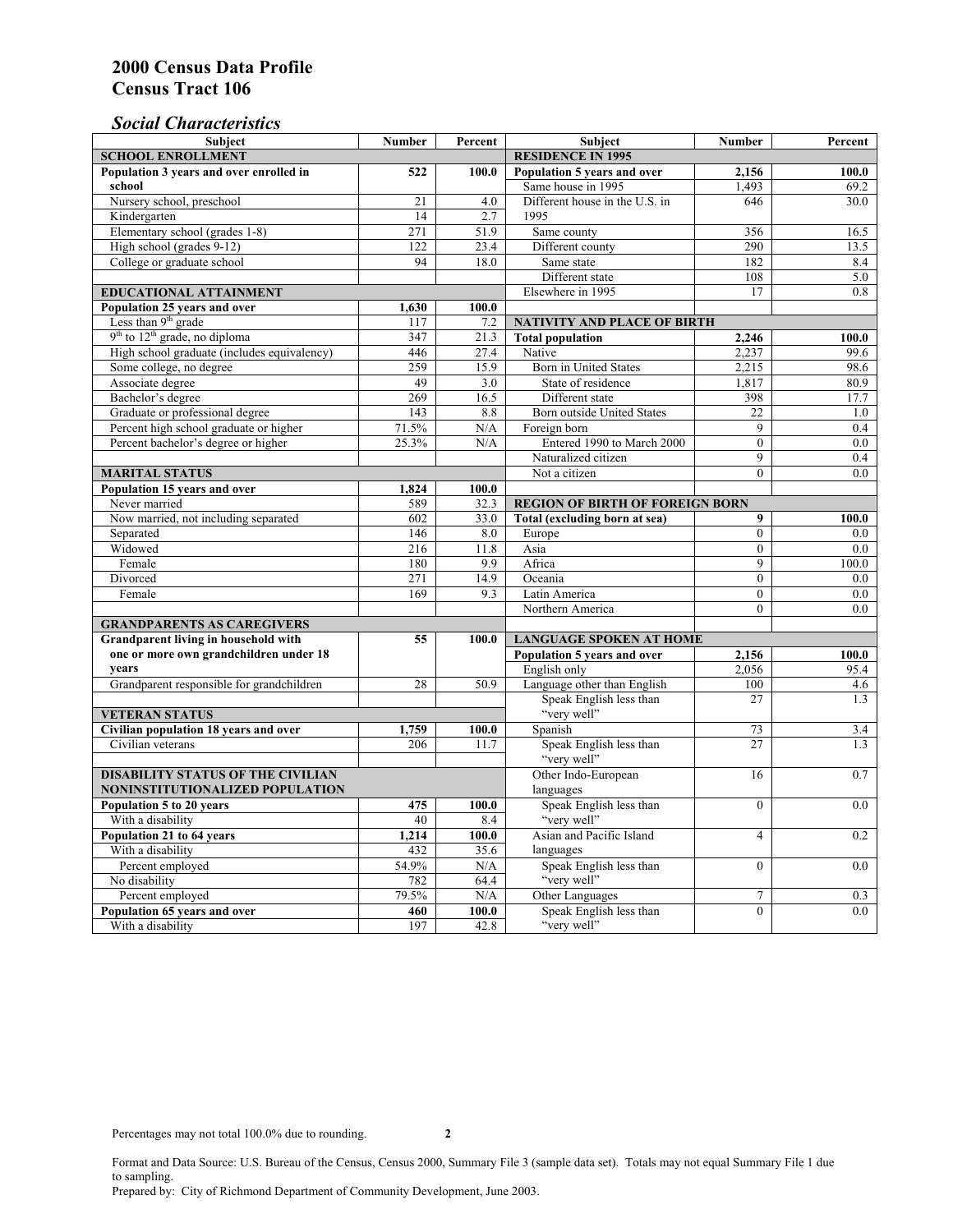# 2000 Census Data Profile
# Census Tract 106

## *Social Characteristics*

| Subject | Number | Percent |
|---|---|---|
| **SCHOOL ENROLLMENT** | | |
| **Population 3 years and over enrolled in school** | **522** | **100.0** |
| Nursery school, preschool | 21 | 4.0 |
| Kindergarten | 14 | 2.7 |
| Elementary school (grades 1-8) | 271 | 51.9 |
| High school (grades 9-12) | 122 | 23.4 |
| College or graduate school | 94 | 18.0 |
| **EDUCATIONAL ATTAINMENT** | | |
| **Population 25 years and over** | **1,630** | **100.0** |
| Less than 9th grade | 117 | 7.2 |
| 9th to 12th grade, no diploma | 347 | 21.3 |
| High school graduate (includes equivalency) | 446 | 27.4 |
| Some college, no degree | 259 | 15.9 |
| Associate degree | 49 | 3.0 |
| Bachelor's degree | 269 | 16.5 |
| Graduate or professional degree | 143 | 8.8 |
| Percent high school graduate or higher | 71.5% | N/A |
| Percent bachelor's degree or higher | 25.3% | N/A |
| **MARITAL STATUS** | | |
| **Population 15 years and over** | **1,824** | **100.0** |
| Never married | 589 | 32.3 |
| Now married, not including separated | 602 | 33.0 |
| Separated | 146 | 8.0 |
| Widowed | 216 | 11.8 |
| Female | 180 | 9.9 |
| Divorced | 271 | 14.9 |
| Female | 169 | 9.3 |
| **GRANDPARENTS AS CAREGIVERS** | | |
| **Grandparent living in household with one or more own grandchildren under 18 years** | **55** | **100.0** |
| Grandparent responsible for grandchildren | 28 | 50.9 |
| **VETERAN STATUS** | | |
| **Civilian population 18 years and over** | **1,759** | **100.0** |
| Civilian veterans | 206 | 11.7 |
| **DISABILITY STATUS OF THE CIVILIAN NONINSTITUTIONALIZED POPULATION** | | |
| **Population 5 to 20 years** | **475** | **100.0** |
| With a disability | 40 | 8.4 |
| **Population 21 to 64 years** | **1,214** | **100.0** |
| With a disability | 432 | 35.6 |
| Percent employed | 54.9% | N/A |
| No disability | 782 | 64.4 |
| Percent employed | 79.5% | N/A |
| **Population 65 years and over** | **460** | **100.0** |
| With a disability | 197 | 42.8 |

| Subject | Number | Percent |
|---|---|---|
| **RESIDENCE IN 1995** | | |
| **Population 5 years and over** | **2,156** | **100.0** |
| Same house in 1995 | 1,493 | 69.2 |
| Different house in the U.S. in 1995 | 646 | 30.0 |
| Same county | 356 | 16.5 |
| Different county | 290 | 13.5 |
| Same state | 182 | 8.4 |
| Different state | 108 | 5.0 |
| Elsewhere in 1995 | 17 | 0.8 |
| **NATIVITY AND PLACE OF BIRTH** | | |
| **Total population** | **2,246** | **100.0** |
| Native | 2,237 | 99.6 |
| Born in United States | 2,215 | 98.6 |
| State of residence | 1,817 | 80.9 |
| Different state | 398 | 17.7 |
| Born outside United States | 22 | 1.0 |
| Foreign born | 9 | 0.4 |
| Entered 1990 to March 2000 | 0 | 0.0 |
| Naturalized citizen | 9 | 0.4 |
| Not a citizen | 0 | 0.0 |
| **REGION OF BIRTH OF FOREIGN BORN** | | |
| **Total (excluding born at sea)** | **9** | **100.0** |
| Europe | 0 | 0.0 |
| Asia | 0 | 0.0 |
| Africa | 9 | 100.0 |
| Oceania | 0 | 0.0 |
| Latin America | 0 | 0.0 |
| Northern America | 0 | 0.0 |
| **LANGUAGE SPOKEN AT HOME** | | |
| **Population 5 years and over** | **2,156** | **100.0** |
| English only | 2,056 | 95.4 |
| Language other than English | 100 | 4.6 |
| Speak English less than "very well" | 27 | 1.3 |
| Spanish | 73 | 3.4 |
| Speak English less than "very well" | 27 | 1.3 |
| Other Indo-European languages | 16 | 0.7 |
| Speak English less than "very well" | 0 | 0.0 |
| Asian and Pacific Island languages | 4 | 0.2 |
| Speak English less than "very well" | 0 | 0.0 |
| Other Languages | 7 | 0.3 |
| Speak English less than "very well" | 0 | 0.0 |

Percentages may not total 100.0% due to rounding.

Format and Data Source: U.S. Bureau of the Census, Census 2000, Summary File 3 (sample data set). Totals may not equal Summary File 1 due to sampling.
Prepared by: City of Richmond Department of Community Development, June 2003.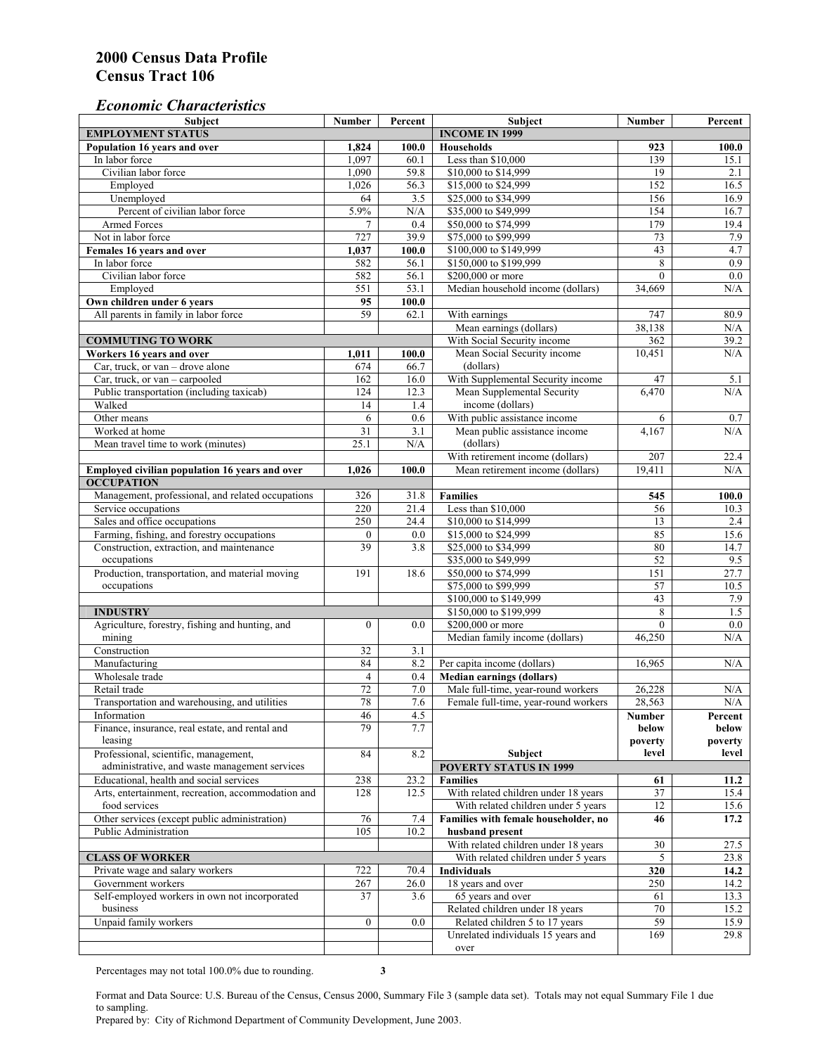# 2000 Census Data Profile
# Census Tract 106

## *Economic Characteristics*

| Subject | Number | Percent |
|---|---|---|
| **EMPLOYMENT STATUS** | | |
| **Population 16 years and over** | **1,824** | **100.0** |
| In labor force | 1,097 | 60.1 |
| Civilian labor force | 1,090 | 59.8 |
| Employed | 1,026 | 56.3 |
| Unemployed | 64 | 3.5 |
| Percent of civilian labor force | 5.9% | N/A |
| Armed Forces | 7 | 0.4 |
| Not in labor force | 727 | 39.9 |
| **Females 16 years and over** | **1,037** | **100.0** |
| In labor force | 582 | 56.1 |
| Civilian labor force | 582 | 56.1 |
| Employed | 551 | 53.1 |
| **Own children under 6 years** | **95** | **100.0** |
| All parents in family in labor force | 59 | 62.1 |
| **COMMUTING TO WORK** | | |
| **Workers 16 years and over** | **1,011** | **100.0** |
| Car, truck, or van – drove alone | 674 | 66.7 |
| Car, truck, or van – carpooled | 162 | 16.0 |
| Public transportation (including taxicab) | 124 | 12.3 |
| Walked | 14 | 1.4 |
| Other means | 6 | 0.6 |
| Worked at home | 31 | 3.1 |
| Mean travel time to work (minutes) | 25.1 | N/A |
| **Employed civilian population 16 years and over** | **1,026** | **100.0** |
| **OCCUPATION** | | |
| Management, professional, and related occupations | 326 | 31.8 |
| Service occupations | 220 | 21.4 |
| Sales and office occupations | 250 | 24.4 |
| Farming, fishing, and forestry occupations | 0 | 0.0 |
| Construction, extraction, and maintenance occupations | 39 | 3.8 |
| Production, transportation, and material moving occupations | 191 | 18.6 |
| **INDUSTRY** | | |
| Agriculture, forestry, fishing and hunting, and mining | 0 | 0.0 |
| Construction | 32 | 3.1 |
| Manufacturing | 84 | 8.2 |
| Wholesale trade | 4 | 0.4 |
| Retail trade | 72 | 7.0 |
| Transportation and warehousing, and utilities | 78 | 7.6 |
| Information | 46 | 4.5 |
| Finance, insurance, real estate, and rental and leasing | 79 | 7.7 |
| Professional, scientific, management, administrative, and waste management services | 84 | 8.2 |
| Educational, health and social services | 238 | 23.2 |
| Arts, entertainment, recreation, accommodation and food services | 128 | 12.5 |
| Other services (except public administration) | 76 | 7.4 |
| Public Administration | 105 | 10.2 |
| **CLASS OF WORKER** | | |
| Private wage and salary workers | 722 | 70.4 |
| Government workers | 267 | 26.0 |
| Self-employed workers in own not incorporated business | 37 | 3.6 |
| Unpaid family workers | 0 | 0.0 |

| Subject | Number | Percent |
|---|---|---|
| **INCOME IN 1999** | | |
| **Households** | **923** | **100.0** |
| Less than $10,000 | 139 | 15.1 |
| $10,000 to $14,999 | 19 | 2.1 |
| $15,000 to $24,999 | 152 | 16.5 |
| $25,000 to $34,999 | 156 | 16.9 |
| $35,000 to $49,999 | 154 | 16.7 |
| $50,000 to $74,999 | 179 | 19.4 |
| $75,000 to $99,999 | 73 | 7.9 |
| $100,000 to $149,999 | 43 | 4.7 |
| $150,000 to $199,999 | 8 | 0.9 |
| $200,000 or more | 0 | 0.0 |
| Median household income (dollars) | 34,669 | N/A |
| With earnings | 747 | 80.9 |
| Mean earnings (dollars) | 38,138 | N/A |
| With Social Security income | 362 | 39.2 |
| Mean Social Security income (dollars) | 10,451 | N/A |
| With Supplemental Security income | 47 | 5.1 |
| Mean Supplemental Security income (dollars) | 6,470 | N/A |
| With public assistance income | 6 | 0.7 |
| Mean public assistance income (dollars) | 4,167 | N/A |
| With retirement income (dollars) | 207 | 22.4 |
| Mean retirement income (dollars) | 19,411 | N/A |
| **Families** | **545** | **100.0** |
| Less than $10,000 | 56 | 10.3 |
| $10,000 to $14,999 | 13 | 2.4 |
| $15,000 to $24,999 | 85 | 15.6 |
| $25,000 to $34,999 | 80 | 14.7 |
| $35,000 to $49,999 | 52 | 9.5 |
| $50,000 to $74,999 | 151 | 27.7 |
| $75,000 to $99,999 | 57 | 10.5 |
| $100,000 to $149,999 | 43 | 7.9 |
| $150,000 to $199,999 | 8 | 1.5 |
| $200,000 or more | 0 | 0.0 |
| Median family income (dollars) | 46,250 | N/A |
| Per capita income (dollars) | 16,965 | N/A |
| **Median earnings (dollars)** | | |
| Male full-time, year-round workers | 26,228 | N/A |
| Female full-time, year-round workers | 28,563 | N/A |

| Subject | Number below poverty level | Percent below poverty level |
|---|---|---|
| **POVERTY STATUS IN 1999** | | |
| **Families** | **61** | **11.2** |
| With related children under 18 years | 37 | 15.4 |
| With related children under 5 years | 12 | 15.6 |
| **Families with female householder, no husband present** | **46** | **17.2** |
| With related children under 18 years | 30 | 27.5 |
| With related children under 5 years | 5 | 23.8 |
| **Individuals** | **320** | **14.2** |
| 18 years and over | 250 | 14.2 |
| 65 years and over | 61 | 13.3 |
| Related children under 18 years | 70 | 15.2 |
| Related children 5 to 17 years | 59 | 15.9 |
| Unrelated individuals 15 years and over | 169 | 29.8 |

Percentages may not total 100.0% due to rounding.

Format and Data Source: U.S. Bureau of the Census, Census 2000, Summary File 3 (sample data set). Totals may not equal Summary File 1 due to sampling.
Prepared by: City of Richmond Department of Community Development, June 2003.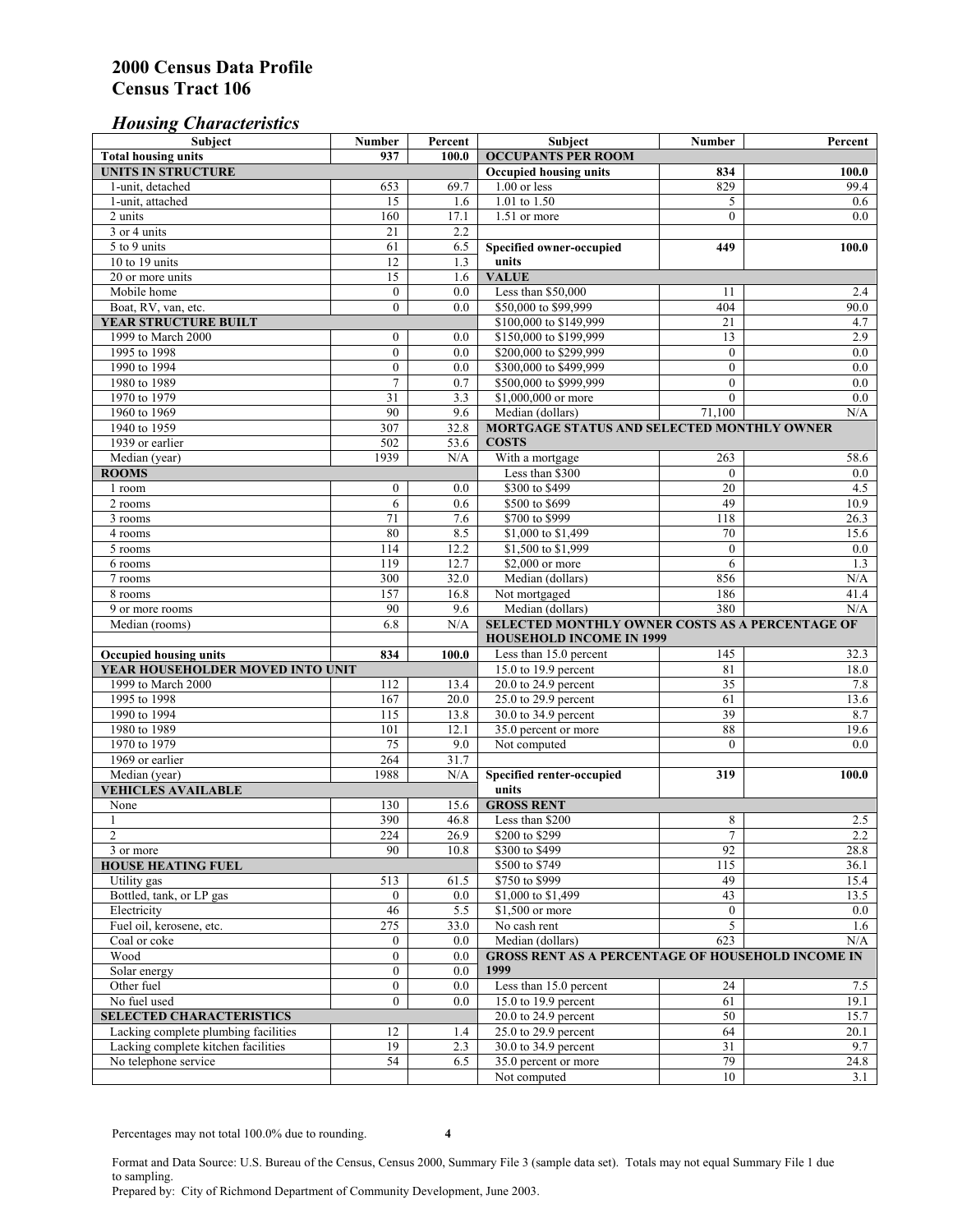# 2000 Census Data Profile
# Census Tract 106

## *Housing Characteristics*

| Subject | Number | Percent | Subject | Number | Percent |
|---|---|---|---|---|---|
| **Total housing units** | **937** | **100.0** | **OCCUPANTS PER ROOM** | | |
| **UNITS IN STRUCTURE** | | | **Occupied housing units** | **834** | **100.0** |
| 1-unit, detached | 653 | 69.7 | 1.00 or less | 829 | 99.4 |
| 1-unit, attached | 15 | 1.6 | 1.01 to 1.50 | 5 | 0.6 |
| 2 units | 160 | 17.1 | 1.51 or more | 0 | 0.0 |
| 3 or 4 units | 21 | 2.2 | | | |
| 5 to 9 units | 61 | 6.5 | **Specified owner-occupied units** | **449** | **100.0** |
| 10 to 19 units | 12 | 1.3 | | | |
| 20 or more units | 15 | 1.6 | **VALUE** | | |
| Mobile home | 0 | 0.0 | Less than $50,000 | 11 | 2.4 |
| Boat, RV, van, etc. | 0 | 0.0 | $50,000 to $99,999 | 404 | 90.0 |
| **YEAR STRUCTURE BUILT** | | | $100,000 to $149,999 | 21 | 4.7 |
| 1999 to March 2000 | 0 | 0.0 | $150,000 to $199,999 | 13 | 2.9 |
| 1995 to 1998 | 0 | 0.0 | $200,000 to $299,999 | 0 | 0.0 |
| 1990 to 1994 | 0 | 0.0 | $300,000 to $499,999 | 0 | 0.0 |
| 1980 to 1989 | 7 | 0.7 | $500,000 to $999,999 | 0 | 0.0 |
| 1970 to 1979 | 31 | 3.3 | $1,000,000 or more | 0 | 0.0 |
| 1960 to 1969 | 90 | 9.6 | Median (dollars) | 71,100 | N/A |
| 1940 to 1959 | 307 | 32.8 | **MORTGAGE STATUS AND SELECTED MONTHLY OWNER COSTS** | | |
| 1939 or earlier | 502 | 53.6 | | | |
| Median (year) | 1939 | N/A | With a mortgage | 263 | 58.6 |
| **ROOMS** | | | Less than $300 | 0 | 0.0 |
| 1 room | 0 | 0.0 | $300 to $499 | 20 | 4.5 |
| 2 rooms | 6 | 0.6 | $500 to $699 | 49 | 10.9 |
| 3 rooms | 71 | 7.6 | $700 to $999 | 118 | 26.3 |
| 4 rooms | 80 | 8.5 | $1,000 to $1,499 | 70 | 15.6 |
| 5 rooms | 114 | 12.2 | $1,500 to $1,999 | 0 | 0.0 |
| 6 rooms | 119 | 12.7 | $2,000 or more | 6 | 1.3 |
| 7 rooms | 300 | 32.0 | Median (dollars) | 856 | N/A |
| 8 rooms | 157 | 16.8 | Not mortgaged | 186 | 41.4 |
| 9 or more rooms | 90 | 9.6 | Median (dollars) | 380 | N/A |
| Median (rooms) | 6.8 | N/A | **SELECTED MONTHLY OWNER COSTS AS A PERCENTAGE OF HOUSEHOLD INCOME IN 1999** | | |
| | | | | | |
| **Occupied housing units** | **834** | **100.0** | Less than 15.0 percent | 145 | 32.3 |
| **YEAR HOUSEHOLDER MOVED INTO UNIT** | | | 15.0 to 19.9 percent | 81 | 18.0 |
| 1999 to March 2000 | 112 | 13.4 | 20.0 to 24.9 percent | 35 | 7.8 |
| 1995 to 1998 | 167 | 20.0 | 25.0 to 29.9 percent | 61 | 13.6 |
| 1990 to 1994 | 115 | 13.8 | 30.0 to 34.9 percent | 39 | 8.7 |
| 1980 to 1989 | 101 | 12.1 | 35.0 percent or more | 88 | 19.6 |
| 1970 to 1979 | 75 | 9.0 | Not computed | 0 | 0.0 |
| 1969 or earlier | 264 | 31.7 | | | |
| Median (year) | 1988 | N/A | **Specified renter-occupied units** | **319** | **100.0** |
| **VEHICLES AVAILABLE** | | | | | |
| None | 130 | 15.6 | **GROSS RENT** | | |
| 1 | 390 | 46.8 | Less than $200 | 8 | 2.5 |
| 2 | 224 | 26.9 | $200 to $299 | 7 | 2.2 |
| 3 or more | 90 | 10.8 | $300 to $499 | 92 | 28.8 |
| **HOUSE HEATING FUEL** | | | $500 to $749 | 115 | 36.1 |
| Utility gas | 513 | 61.5 | $750 to $999 | 49 | 15.4 |
| Bottled, tank, or LP gas | 0 | 0.0 | $1,000 to $1,499 | 43 | 13.5 |
| Electricity | 46 | 5.5 | $1,500 or more | 0 | 0.0 |
| Fuel oil, kerosene, etc. | 275 | 33.0 | No cash rent | 5 | 1.6 |
| Coal or coke | 0 | 0.0 | Median (dollars) | 623 | N/A |
| Wood | 0 | 0.0 | **GROSS RENT AS A PERCENTAGE OF HOUSEHOLD INCOME IN 1999** | | |
| Solar energy | 0 | 0.0 | | | |
| Other fuel | 0 | 0.0 | Less than 15.0 percent | 24 | 7.5 |
| No fuel used | 0 | 0.0 | 15.0 to 19.9 percent | 61 | 19.1 |
| **SELECTED CHARACTERISTICS** | | | 20.0 to 24.9 percent | 50 | 15.7 |
| Lacking complete plumbing facilities | 12 | 1.4 | 25.0 to 29.9 percent | 64 | 20.1 |
| Lacking complete kitchen facilities | 19 | 2.3 | 30.0 to 34.9 percent | 31 | 9.7 |
| No telephone service | 54 | 6.5 | 35.0 percent or more | 79 | 24.8 |
| | | | Not computed | 10 | 3.1 |

Percentages may not total 100.0% due to rounding.

Format and Data Source: U.S. Bureau of the Census, Census 2000, Summary File 3 (sample data set). Totals may not equal Summary File 1 due to sampling.
Prepared by: City of Richmond Department of Community Development, June 2003.